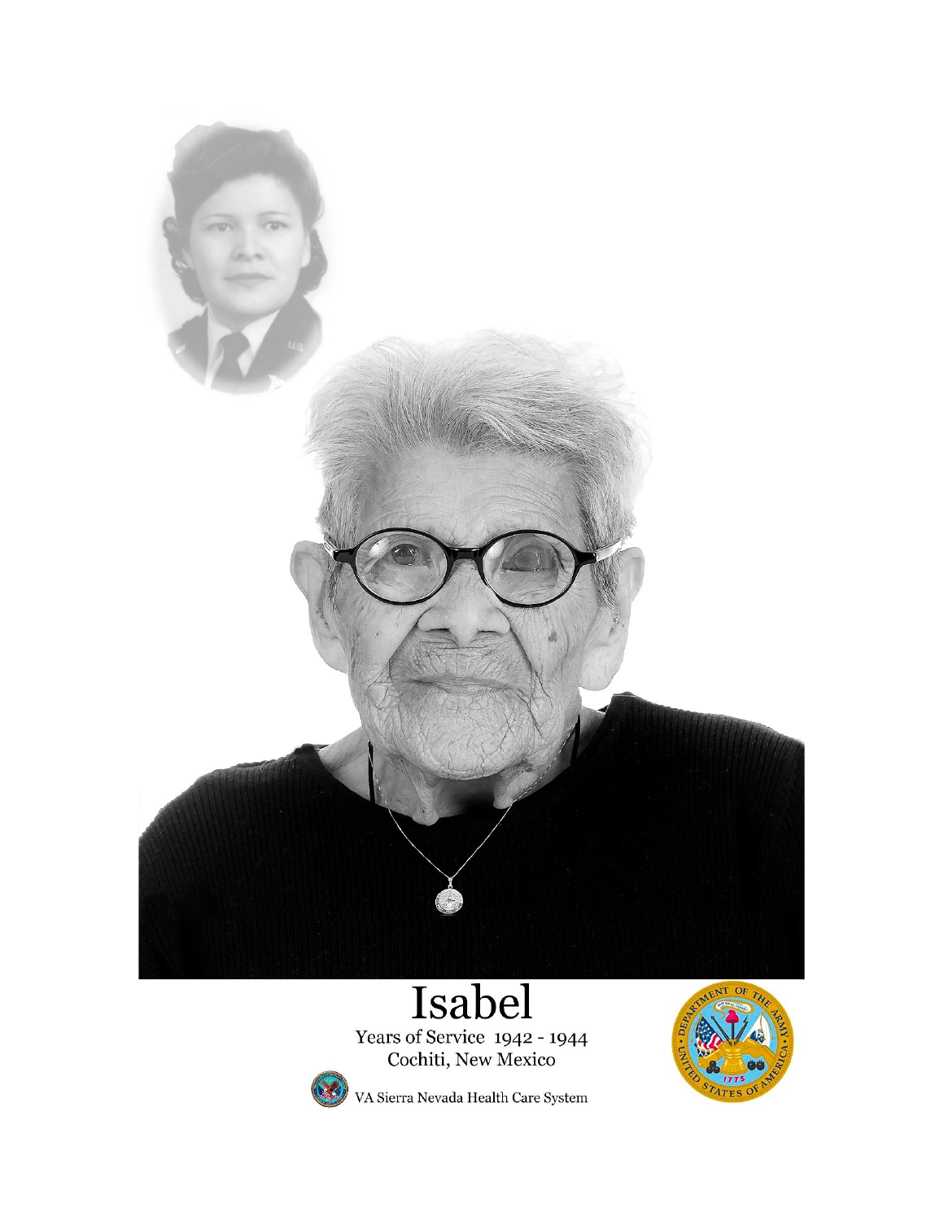# Isabel

Years of Service 1942 - 1944

Cochiti, New Mexico

VA Sierra Nevada Health Care System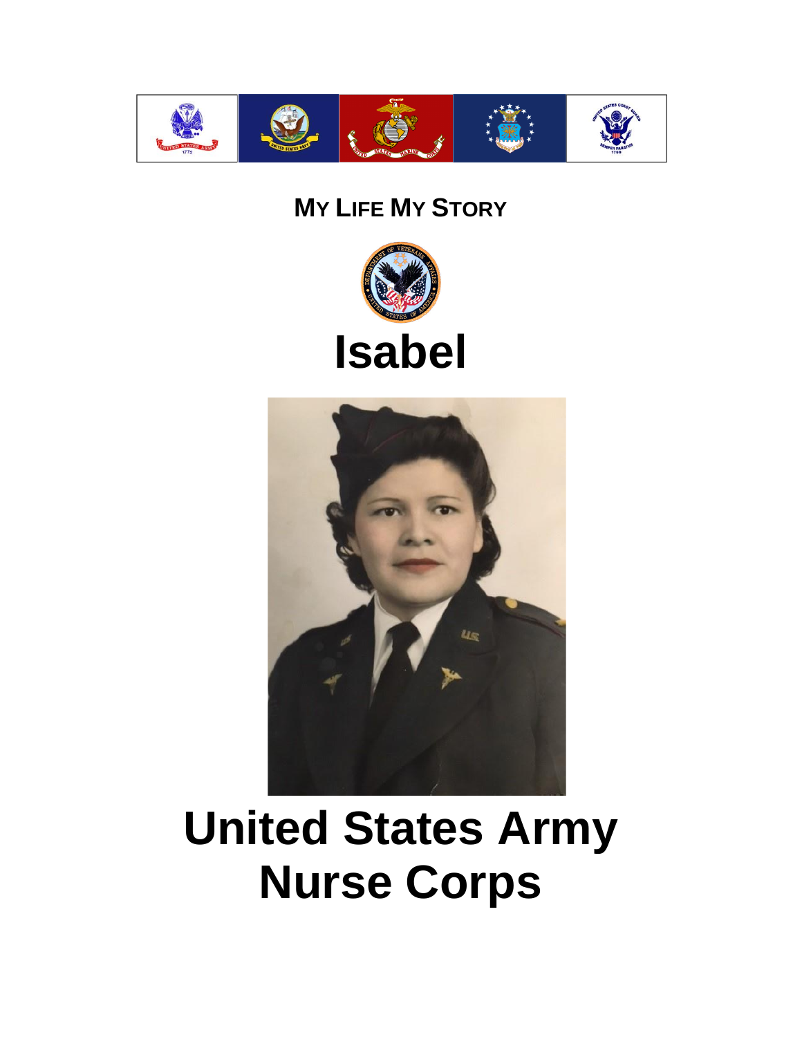## My Life My Story

# Isabel

# United States Army Nurse Corps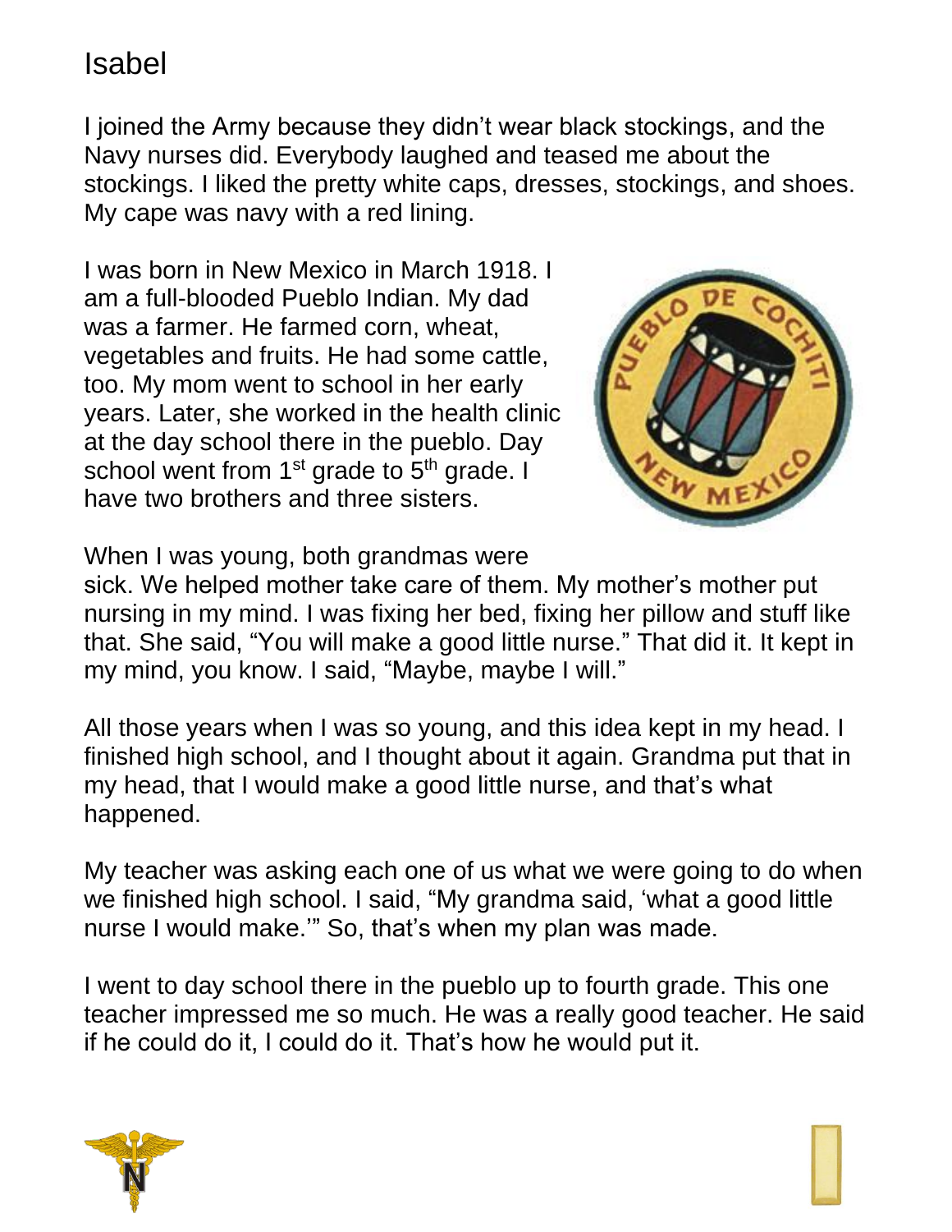# Isabel

I joined the Army because they didn't wear black stockings, and the Navy nurses did. Everybody laughed and teased me about the stockings. I liked the pretty white caps, dresses, stockings, and shoes. My cape was navy with a red lining.

I was born in New Mexico in March 1918. I am a full-blooded Pueblo Indian. My dad was a farmer. He farmed corn, wheat, vegetables and fruits. He had some cattle, too. My mom went to school in her early years. Later, she worked in the health clinic at the day school there in the pueblo. Day school went from 1st grade to 5th grade. I have two brothers and three sisters.

When I was young, both grandmas were sick. We helped mother take care of them. My mother's mother put nursing in my mind. I was fixing her bed, fixing her pillow and stuff like that. She said, "You will make a good little nurse." That did it. It kept in my mind, you know. I said, "Maybe, maybe I will."

All those years when I was so young, and this idea kept in my head. I finished high school, and I thought about it again. Grandma put that in my head, that I would make a good little nurse, and that's what happened.

My teacher was asking each one of us what we were going to do when we finished high school. I said, "My grandma said, 'what a good little nurse I would make.'" So, that's when my plan was made.

I went to day school there in the pueblo up to fourth grade. This one teacher impressed me so much. He was a really good teacher. He said if he could do it, I could do it. That's how he would put it.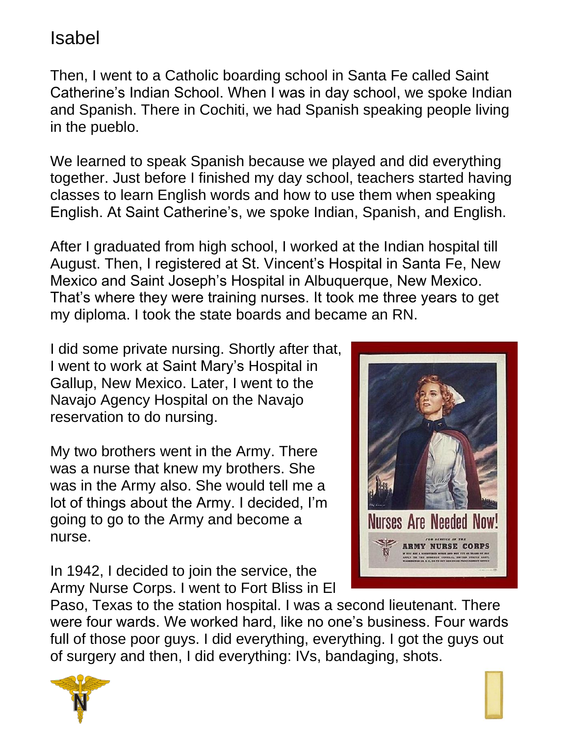# Isabel

Then, I went to a Catholic boarding school in Santa Fe called Saint Catherine's Indian School. When I was in day school, we spoke Indian and Spanish. There in Cochiti, we had Spanish speaking people living in the pueblo.

We learned to speak Spanish because we played and did everything together. Just before I finished my day school, teachers started having classes to learn English words and how to use them when speaking English. At Saint Catherine's, we spoke Indian, Spanish, and English.

After I graduated from high school, I worked at the Indian hospital till August. Then, I registered at St. Vincent's Hospital in Santa Fe, New Mexico and Saint Joseph's Hospital in Albuquerque, New Mexico. That's where they were training nurses. It took me three years to get my diploma. I took the state boards and became an RN.

I did some private nursing. Shortly after that, I went to work at Saint Mary's Hospital in Gallup, New Mexico. Later, I went to the Navajo Agency Hospital on the Navajo reservation to do nursing.

My two brothers went in the Army. There was a nurse that knew my brothers. She was in the Army also. She would tell me a lot of things about the Army. I decided, I'm going to go to the Army and become a nurse.

In 1942, I decided to join the service, the Army Nurse Corps. I went to Fort Bliss in El Paso, Texas to the station hospital. I was a second lieutenant. There were four wards. We worked hard, like no one's business. Four wards full of those poor guys. I did everything, everything. I got the guys out of surgery and then, I did everything: IVs, bandaging, shots.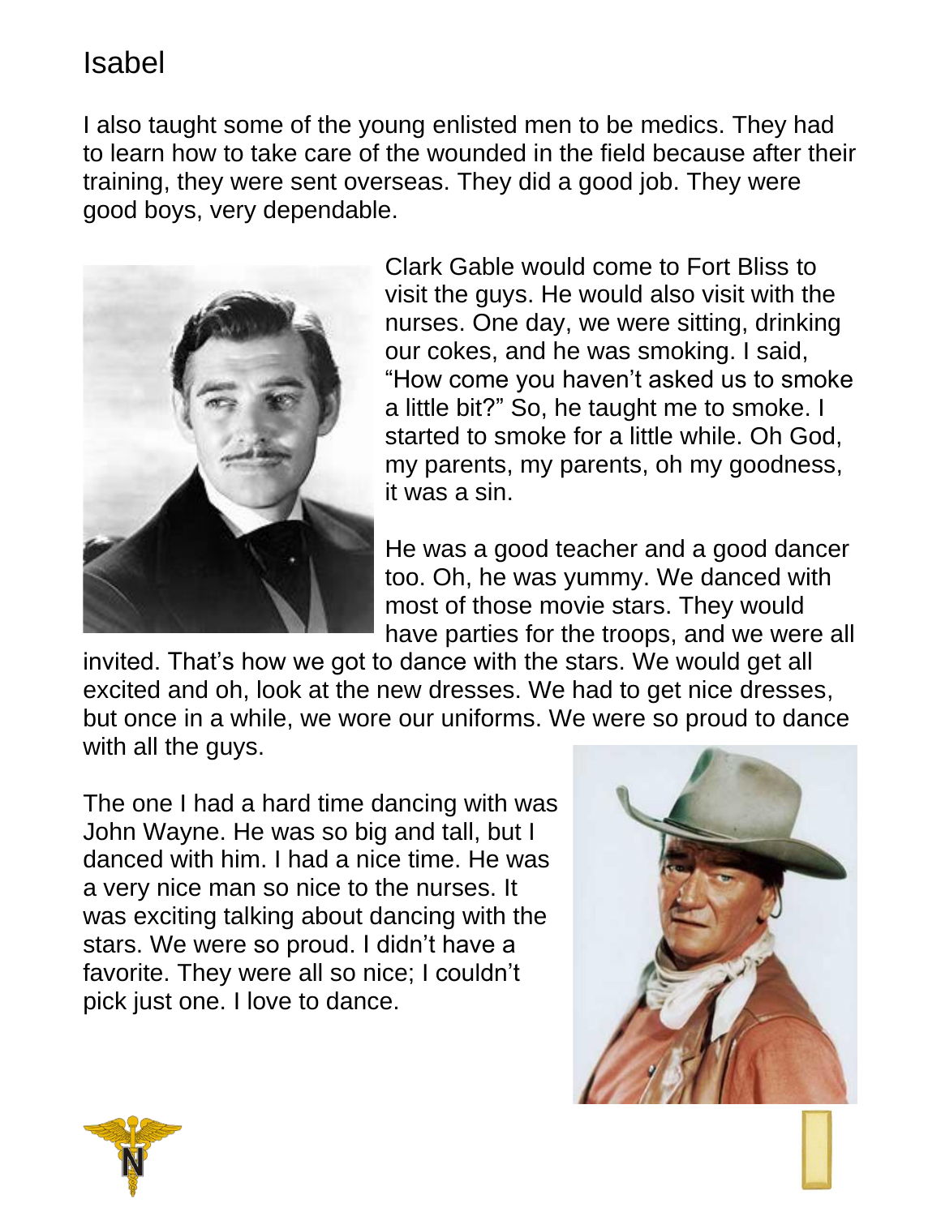# Isabel

I also taught some of the young enlisted men to be medics. They had to learn how to take care of the wounded in the field because after their training, they were sent overseas. They did a good job. They were good boys, very dependable.

Clark Gable would come to Fort Bliss to visit the guys. He would also visit with the nurses. One day, we were sitting, drinking our cokes, and he was smoking. I said, "How come you haven't asked us to smoke a little bit?" So, he taught me to smoke. I started to smoke for a little while. Oh God, my parents, my parents, oh my goodness, it was a sin.

He was a good teacher and a good dancer too. Oh, he was yummy. We danced with most of those movie stars. They would have parties for the troops, and we were all invited. That's how we got to dance with the stars. We would get all excited and oh, look at the new dresses. We had to get nice dresses, but once in a while, we wore our uniforms. We were so proud to dance with all the guys.

The one I had a hard time dancing with was John Wayne. He was so big and tall, but I danced with him. I had a nice time. He was a very nice man so nice to the nurses. It was exciting talking about dancing with the stars. We were so proud. I didn't have a favorite. They were all so nice; I couldn't pick just one. I love to dance.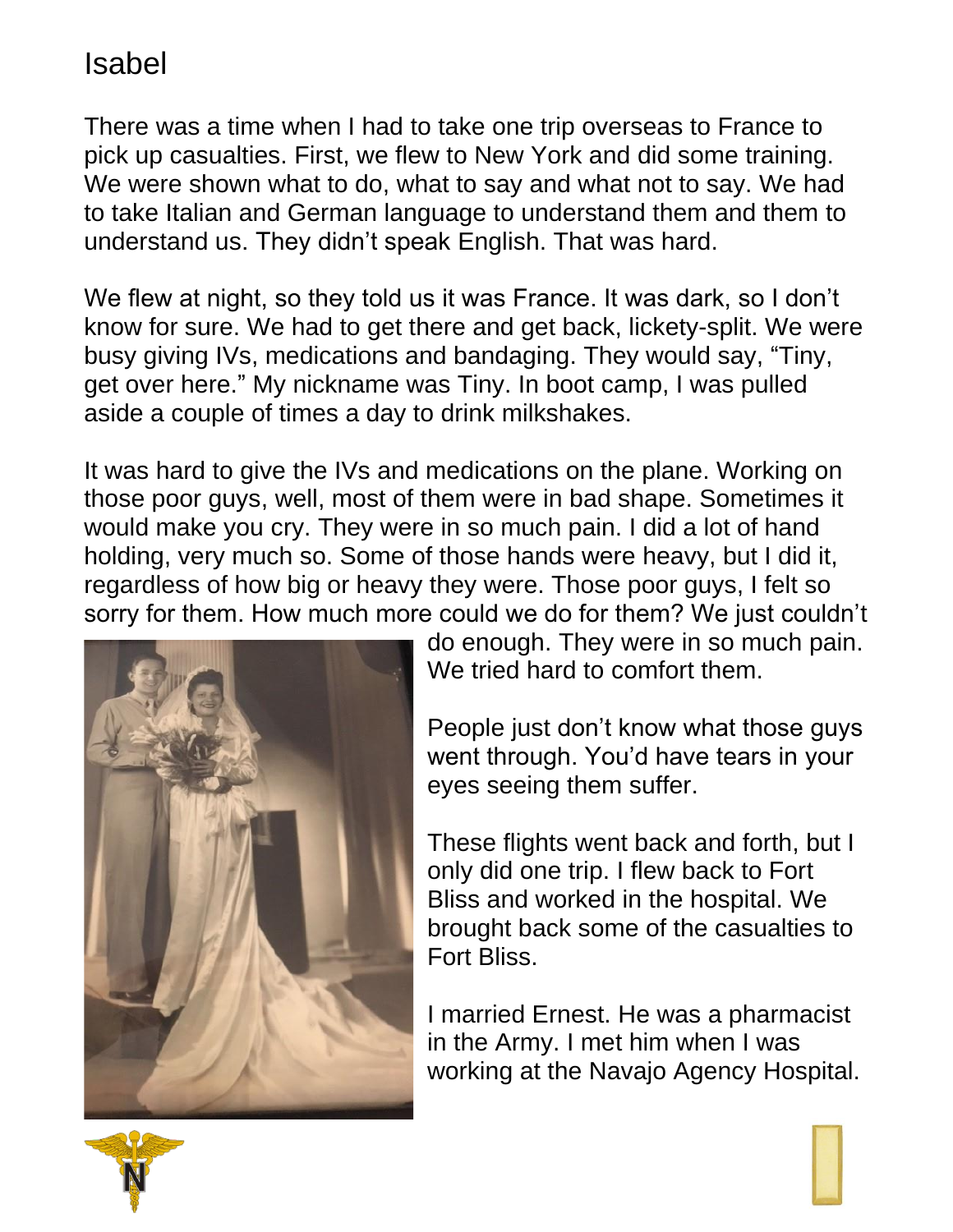# Isabel

There was a time when I had to take one trip overseas to France to pick up casualties. First, we flew to New York and did some training. We were shown what to do, what to say and what not to say. We had to take Italian and German language to understand them and them to understand us. They didn't speak English. That was hard.

We flew at night, so they told us it was France. It was dark, so I don't know for sure. We had to get there and get back, lickety-split. We were busy giving IVs, medications and bandaging. They would say, "Tiny, get over here." My nickname was Tiny. In boot camp, I was pulled aside a couple of times a day to drink milkshakes.

It was hard to give the IVs and medications on the plane. Working on those poor guys, well, most of them were in bad shape. Sometimes it would make you cry. They were in so much pain. I did a lot of hand holding, very much so. Some of those hands were heavy, but I did it, regardless of how big or heavy they were. Those poor guys, I felt so sorry for them. How much more could we do for them? We just couldn't do enough. They were in so much pain. We tried hard to comfort them.

People just don't know what those guys went through. You'd have tears in your eyes seeing them suffer.

These flights went back and forth, but I only did one trip. I flew back to Fort Bliss and worked in the hospital. We brought back some of the casualties to Fort Bliss.

I married Ernest. He was a pharmacist in the Army. I met him when I was working at the Navajo Agency Hospital.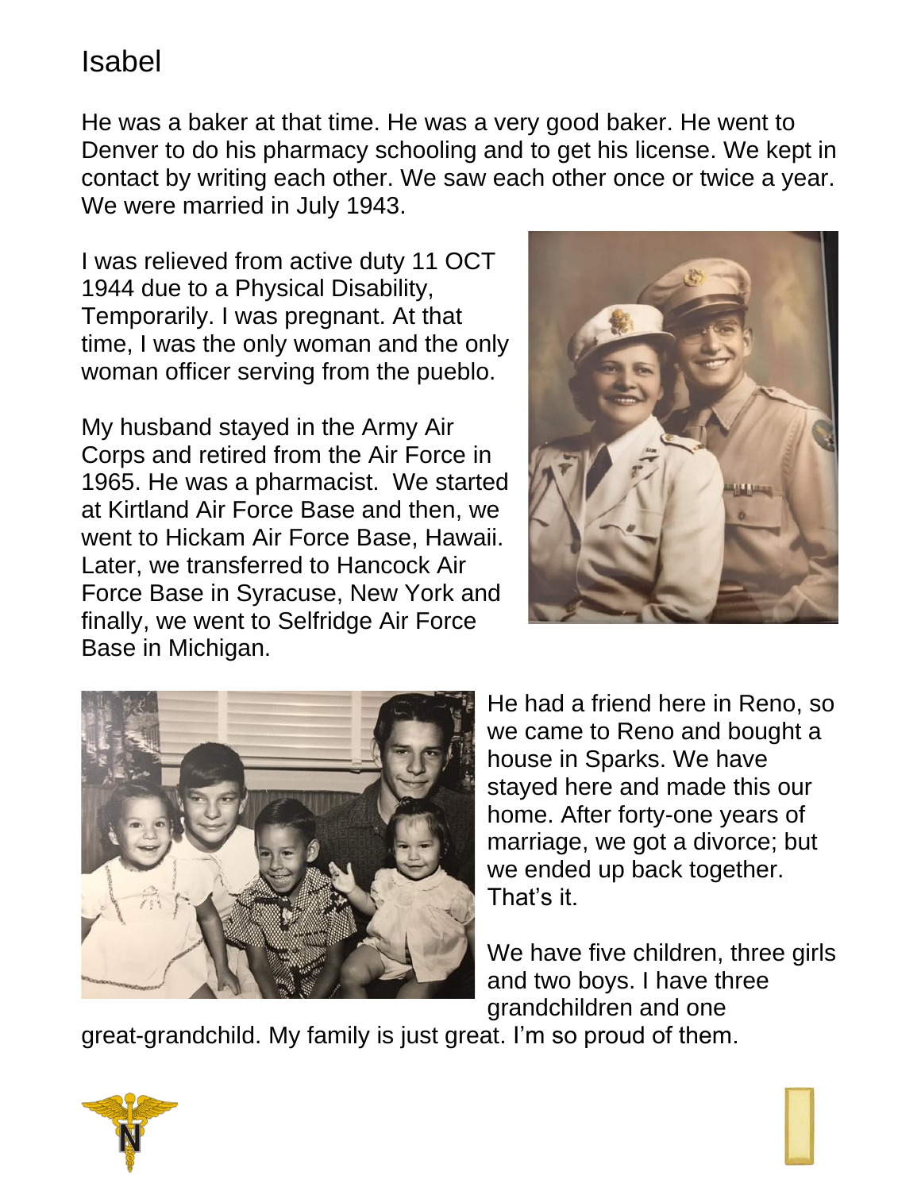# Isabel

He was a baker at that time. He was a very good baker. He went to Denver to do his pharmacy schooling and to get his license. We kept in contact by writing each other. We saw each other once or twice a year. We were married in July 1943.

I was relieved from active duty 11 OCT 1944 due to a Physical Disability, Temporarily. I was pregnant. At that time, I was the only woman and the only woman officer serving from the pueblo.

My husband stayed in the Army Air Corps and retired from the Air Force in 1965. He was a pharmacist. We started at Kirtland Air Force Base and then, we went to Hickam Air Force Base, Hawaii. Later, we transferred to Hancock Air Force Base in Syracuse, New York and finally, we went to Selfridge Air Force Base in Michigan.

He had a friend here in Reno, so we came to Reno and bought a house in Sparks. We have stayed here and made this our home. After forty-one years of marriage, we got a divorce; but we ended up back together. That's it.

We have five children, three girls and two boys. I have three grandchildren and one great-grandchild. My family is just great. I'm so proud of them.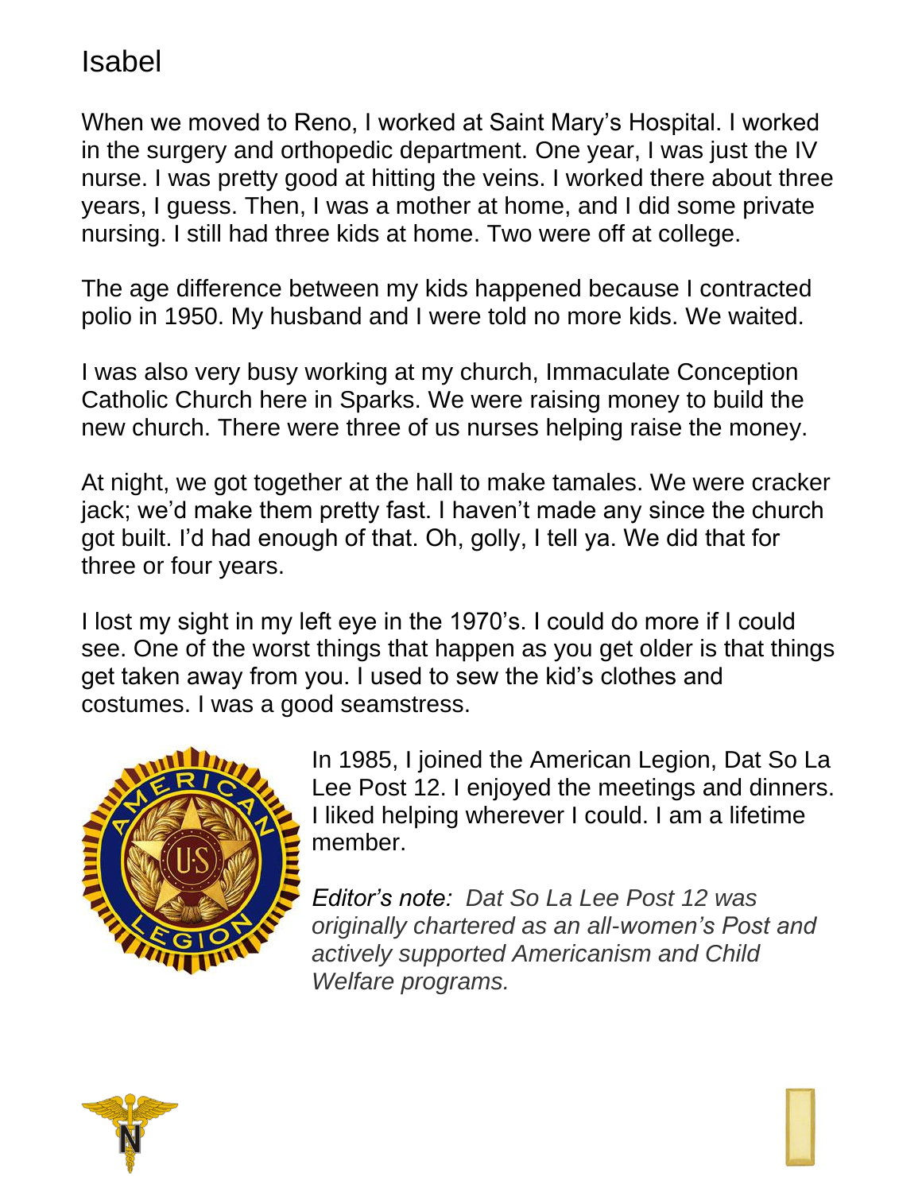# Isabel

When we moved to Reno, I worked at Saint Mary's Hospital. I worked in the surgery and orthopedic department. One year, I was just the IV nurse. I was pretty good at hitting the veins. I worked there about three years, I guess. Then, I was a mother at home, and I did some private nursing. I still had three kids at home. Two were off at college.

The age difference between my kids happened because I contracted polio in 1950. My husband and I were told no more kids. We waited.

I was also very busy working at my church, Immaculate Conception Catholic Church here in Sparks. We were raising money to build the new church. There were three of us nurses helping raise the money.

At night, we got together at the hall to make tamales. We were cracker jack; we'd make them pretty fast. I haven't made any since the church got built. I'd had enough of that. Oh, golly, I tell ya. We did that for three or four years.

I lost my sight in my left eye in the 1970's. I could do more if I could see. One of the worst things that happen as you get older is that things get taken away from you. I used to sew the kid's clothes and costumes. I was a good seamstress.

In 1985, I joined the American Legion, Dat So La Lee Post 12. I enjoyed the meetings and dinners. I liked helping wherever I could. I am a lifetime member.

*Editor's note: Dat So La Lee Post 12 was originally chartered as an all-women's Post and actively supported Americanism and Child Welfare programs.*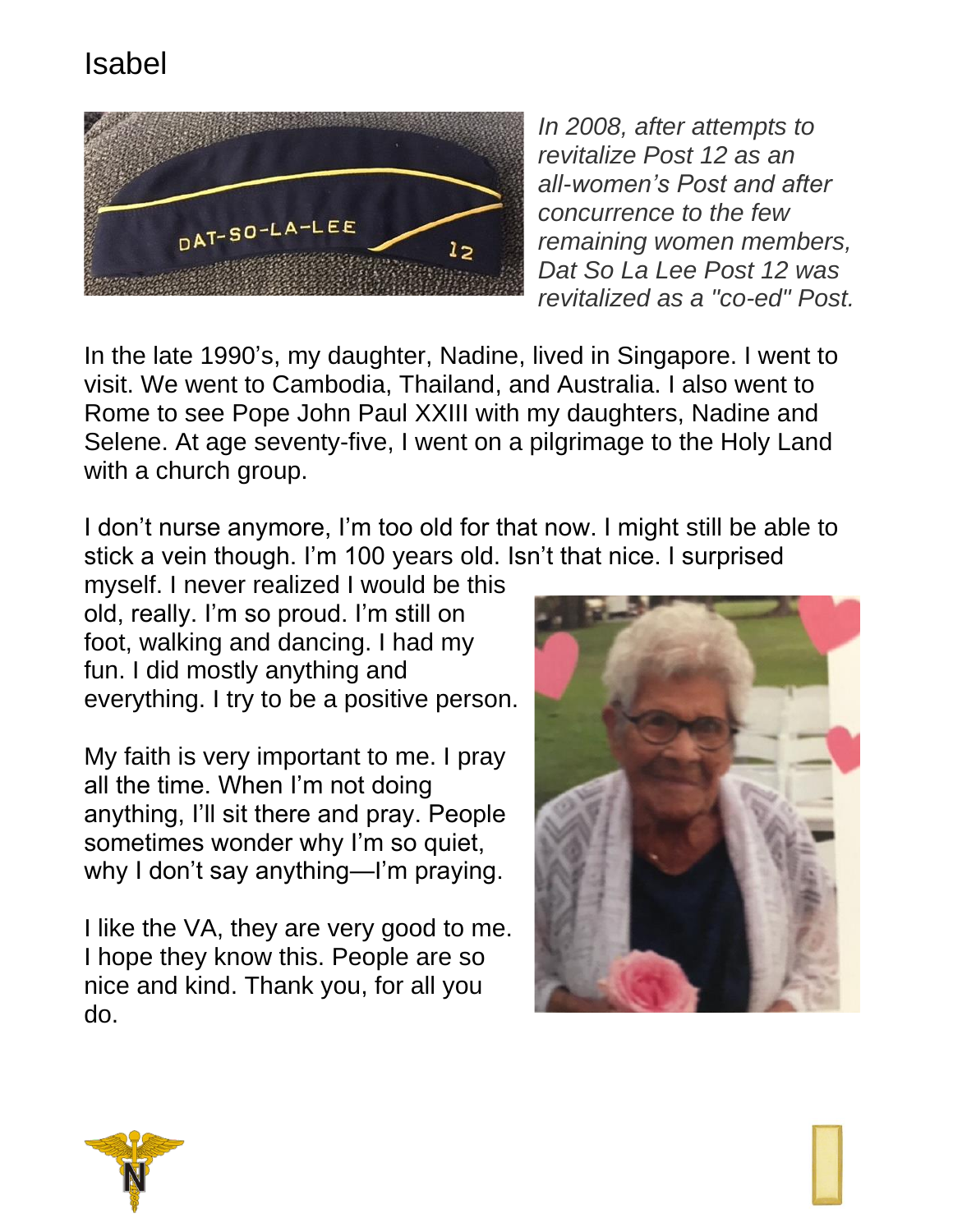# Isabel

*In 2008, after attempts to revitalize Post 12 as an all-women's Post and after concurrence to the few remaining women members, Dat So La Lee Post 12 was revitalized as a "co-ed" Post.*

In the late 1990's, my daughter, Nadine, lived in Singapore. I went to visit. We went to Cambodia, Thailand, and Australia. I also went to Rome to see Pope John Paul XXIII with my daughters, Nadine and Selene. At age seventy-five, I went on a pilgrimage to the Holy Land with a church group.

I don't nurse anymore, I'm too old for that now. I might still be able to stick a vein though. I'm 100 years old. Isn't that nice. I surprised myself. I never realized I would be this old, really. I'm so proud. I'm still on foot, walking and dancing. I had my fun. I did mostly anything and everything. I try to be a positive person.

My faith is very important to me. I pray all the time. When I'm not doing anything, I'll sit there and pray. People sometimes wonder why I'm so quiet, why I don't say anything—I'm praying.

I like the VA, they are very good to me. I hope they know this. People are so nice and kind. Thank you, for all you do.